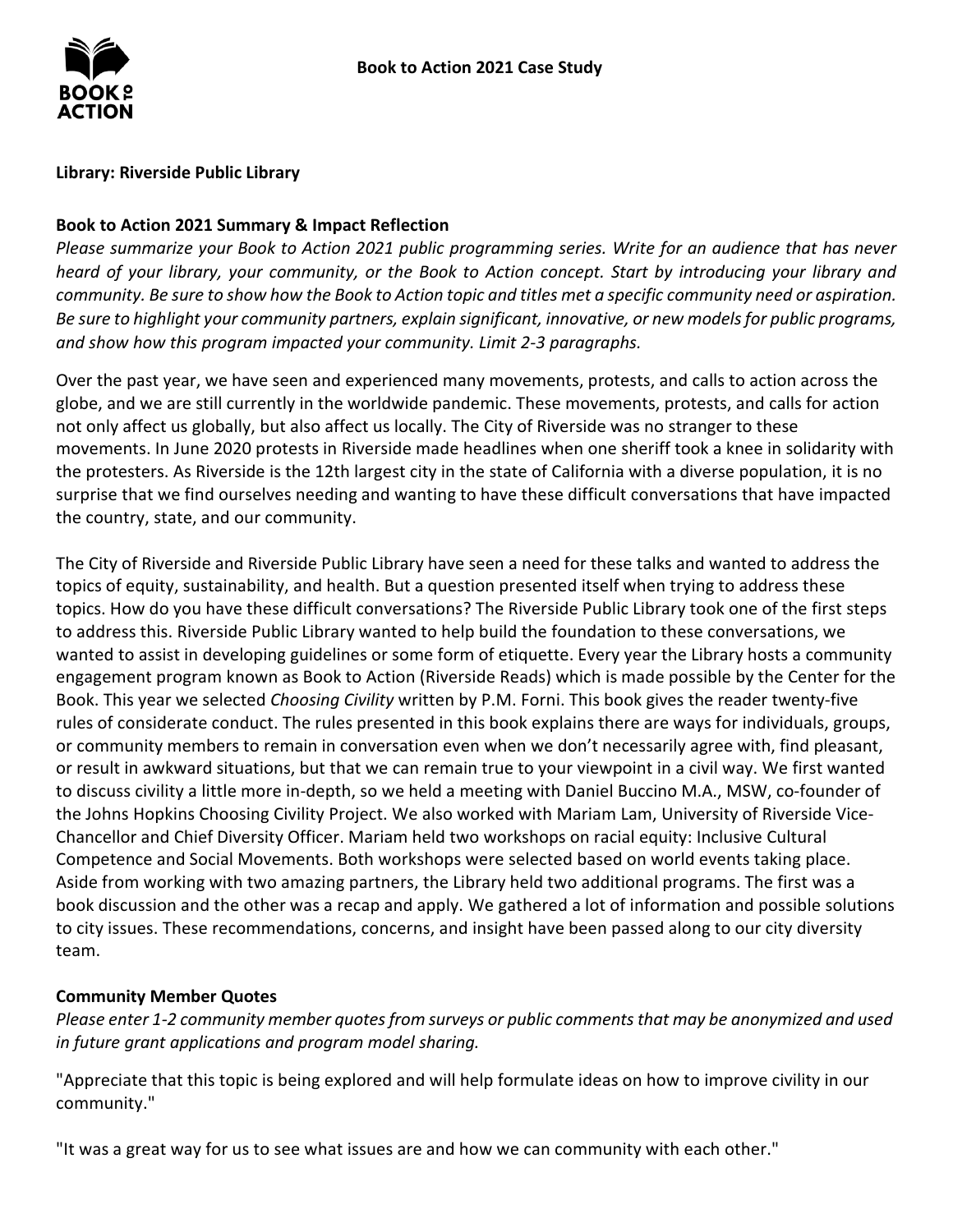**Book to Action 2021 Case Study**

**Library: Riverside Public Library**

**Book to Action 2021 Summary & Impact Reflection**

*Please summarize your Book to Action 2021 public programming series. Write for an audience that has never heard of your library, your community, or the Book to Action concept. Start by introducing your library and community. Be sure to show how the Book to Action topic and titles met a specific community need or aspiration. Be sure to highlight your community partners, explain significant, innovative, or new models for public programs, and show how this program impacted your community. Limit 2-3 paragraphs.*

Over the past year, we have seen and experienced many movements, protests, and calls to action across the globe, and we are still currently in the worldwide pandemic. These movements, protests, and calls for action not only affect us globally, but also affect us locally. The City of Riverside was no stranger to these movements. In June 2020 protests in Riverside made headlines when one sheriff took a knee in solidarity with the protesters. As Riverside is the 12th largest city in the state of California with a diverse population, it is no surprise that we find ourselves needing and wanting to have these difficult conversations that have impacted the country, state, and our community.

The City of Riverside and Riverside Public Library have seen a need for these talks and wanted to address the topics of equity, sustainability, and health. But a question presented itself when trying to address these topics. How do you have these difficult conversations? The Riverside Public Library took one of the first steps to address this. Riverside Public Library wanted to help build the foundation to these conversations, we wanted to assist in developing guidelines or some form of etiquette. Every year the Library hosts a community engagement program known as Book to Action (Riverside Reads) which is made possible by the Center for the Book. This year we selected *Choosing Civility* written by P.M. Forni. This book gives the reader twenty-five rules of considerate conduct. The rules presented in this book explains there are ways for individuals, groups, or community members to remain in conversation even when we don't necessarily agree with, find pleasant, or result in awkward situations, but that we can remain true to your viewpoint in a civil way. We first wanted to discuss civility a little more in-depth, so we held a meeting with Daniel Buccino M.A., MSW, co-founder of the Johns Hopkins Choosing Civility Project. We also worked with Mariam Lam, University of Riverside Vice-Chancellor and Chief Diversity Officer. Mariam held two workshops on racial equity: Inclusive Cultural Competence and Social Movements. Both workshops were selected based on world events taking place. Aside from working with two amazing partners, the Library held two additional programs. The first was a book discussion and the other was a recap and apply. We gathered a lot of information and possible solutions to city issues. These recommendations, concerns, and insight have been passed along to our city diversity team.

**Community Member Quotes**

*Please enter 1-2 community member quotes from surveys or public comments that may be anonymized and used in future grant applications and program model sharing.*

"Appreciate that this topic is being explored and will help formulate ideas on how to improve civility in our community."

"It was a great way for us to see what issues are and how we can community with each other."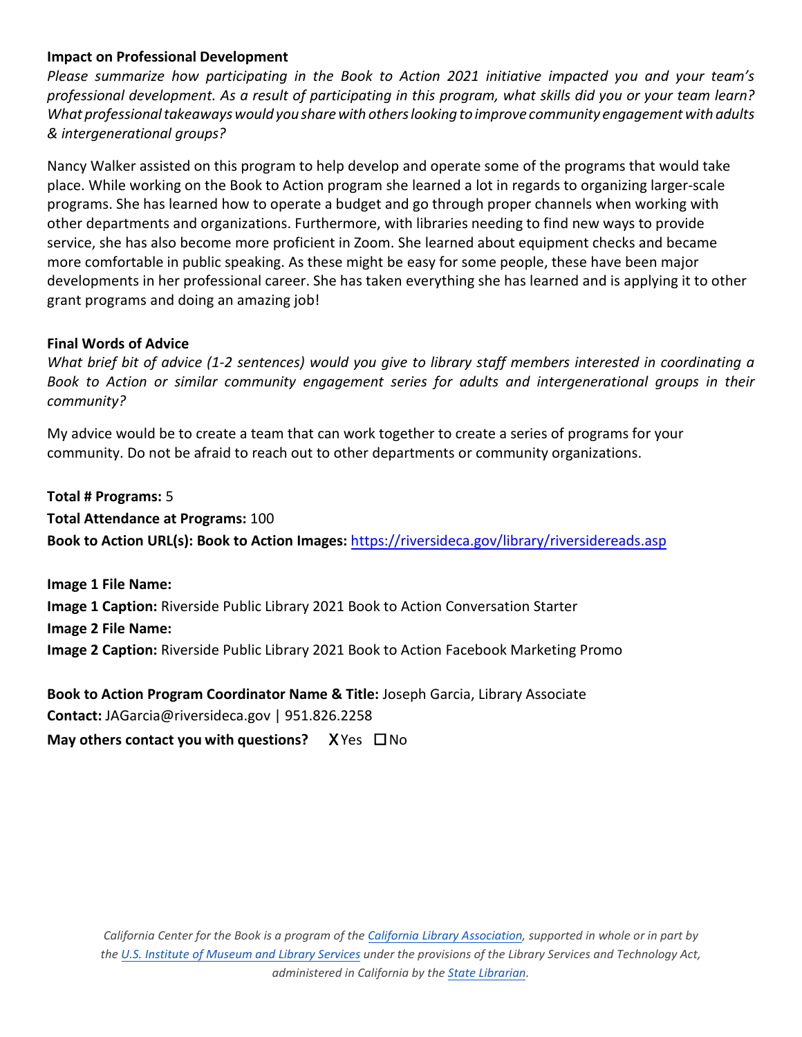**Impact on Professional Development**

*Please summarize how participating in the Book to Action 2021 initiative impacted you and your team's professional development. As a result of participating in this program, what skills did you or your team learn? What professional takeaways would you share with others looking to improve community engagement with adults & intergenerational groups?*

Nancy Walker assisted on this program to help develop and operate some of the programs that would take place. While working on the Book to Action program she learned a lot in regards to organizing larger-scale programs. She has learned how to operate a budget and go through proper channels when working with other departments and organizations. Furthermore, with libraries needing to find new ways to provide service, she has also become more proficient in Zoom. She learned about equipment checks and became more comfortable in public speaking. As these might be easy for some people, these have been major developments in her professional career. She has taken everything she has learned and is applying it to other grant programs and doing an amazing job!

**Final Words of Advice**

*What brief bit of advice (1-2 sentences) would you give to library staff members interested in coordinating a Book to Action or similar community engagement series for adults and intergenerational groups in their community?*

My advice would be to create a team that can work together to create a series of programs for your community. Do not be afraid to reach out to other departments or community organizations.

**Total # Programs:** 5

**Total Attendance at Programs:** 100

**Book to Action URL(s): Book to Action Images:** https://riversideca.gov/library/riversidereads.asp

**Image 1 File Name:**

**Image 1 Caption:** Riverside Public Library 2021 Book to Action Conversation Starter

**Image 2 File Name:**

**Image 2 Caption:** Riverside Public Library 2021 Book to Action Facebook Marketing Promo

**Book to Action Program Coordinator Name & Title:** Joseph Garcia, Library Associate

**Contact:** JAGarcia@riversideca.gov | 951.826.2258

**May others contact you with questions?** X Yes ☐ No

*California Center for the Book is a program of the California Library Association, supported in whole or in part by the U.S. Institute of Museum and Library Services under the provisions of the Library Services and Technology Act, administered in California by the State Librarian.*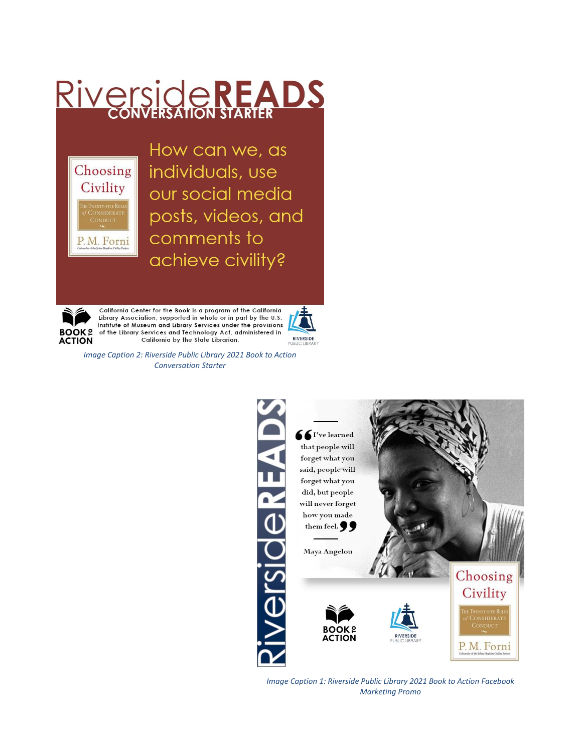RiversideREADS

CONVERSATION STARTER

Choosing Civility

The Twenty-Five Rules of Considerate Conduct

P. M. Forni

How can we, as individuals, use our social media posts, videos, and comments to achieve civility?

BOOK TO ACTION

California Center for the Book is a program of the California Library Association, supported in whole or in part by the U.S. Institute of Museum and Library Services under the provisions of the Library Services and Technology Act, administered in California by the State Librarian.

RIVERSIDE PUBLIC LIBRARY

*Image Caption 2: Riverside Public Library 2021 Book to Action Conversation Starter*

RiversideREADS

"I've learned that people will forget what you said, people will forget what you did, but people will never forget how you made them feel."

Maya Angelou

BOOK TO ACTION

RIVERSIDE PUBLIC LIBRARY

Choosing Civility

The Twenty-Five Rules of Considerate Conduct

P. M. Forni

*Image Caption 1: Riverside Public Library 2021 Book to Action Facebook Marketing Promo*